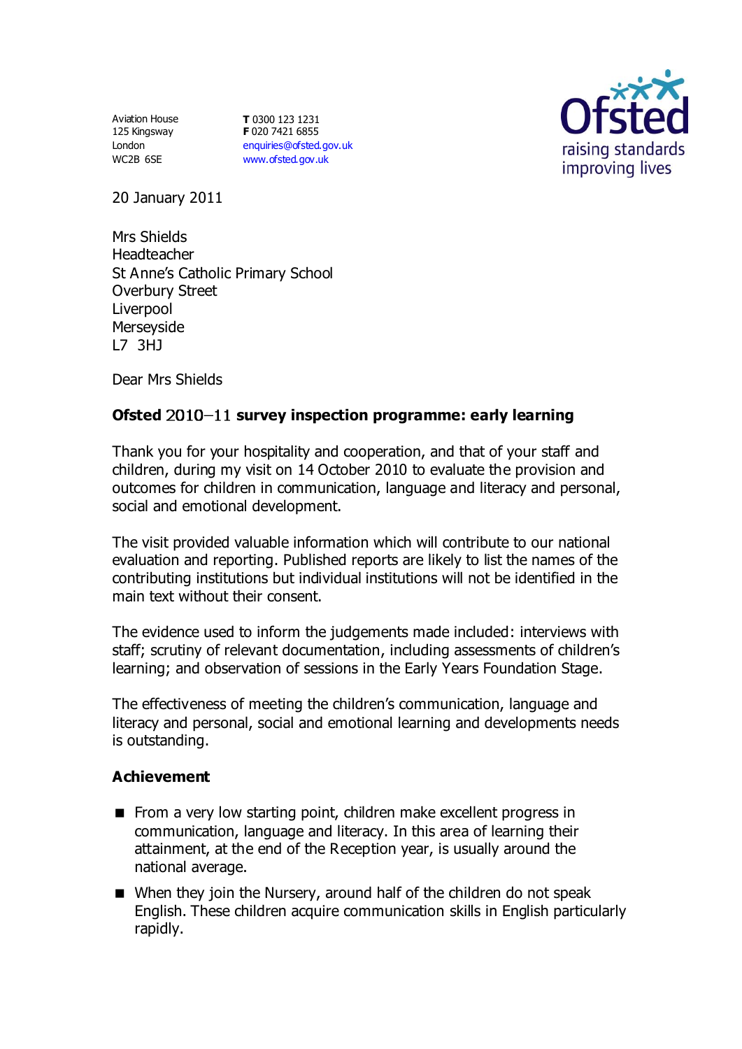Aviation House
125 Kingsway
London
WC2B 6SE

**T** 0300 123 1231
**F** 020 7421 6855
enquiries@ofsted.gov.uk
www.ofsted.gov.uk

Ofsted
raising standards
improving lives

20 January 2011

Mrs Shields
Headteacher
St Anne's Catholic Primary School
Overbury Street
Liverpool
Merseyside
L7 3HJ

Dear Mrs Shields

**Ofsted 2010–11 survey inspection programme: early learning**

Thank you for your hospitality and cooperation, and that of your staff and children, during my visit on 14 October 2010 to evaluate the provision and outcomes for children in communication, language and literacy and personal, social and emotional development.

The visit provided valuable information which will contribute to our national evaluation and reporting. Published reports are likely to list the names of the contributing institutions but individual institutions will not be identified in the main text without their consent.

The evidence used to inform the judgements made included: interviews with staff; scrutiny of relevant documentation, including assessments of children's learning; and observation of sessions in the Early Years Foundation Stage.

The effectiveness of meeting the children's communication, language and literacy and personal, social and emotional learning and developments needs is outstanding.

**Achievement**

- From a very low starting point, children make excellent progress in communication, language and literacy. In this area of learning their attainment, at the end of the Reception year, is usually around the national average.
- When they join the Nursery, around half of the children do not speak English. These children acquire communication skills in English particularly rapidly.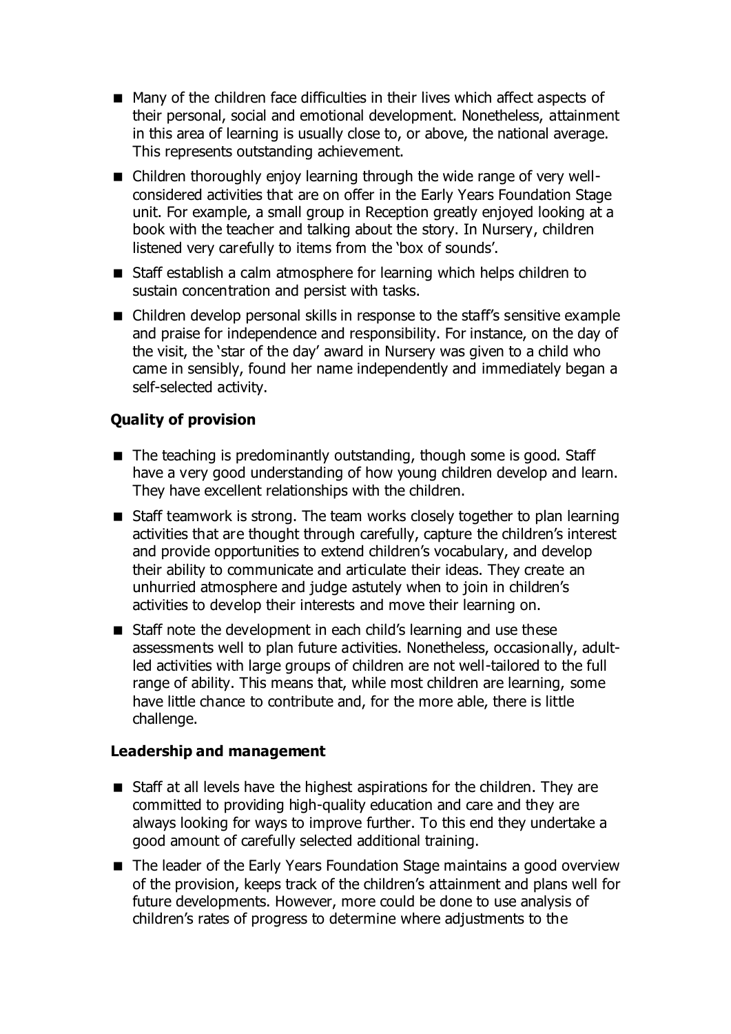- Many of the children face difficulties in their lives which affect aspects of their personal, social and emotional development. Nonetheless, attainment in this area of learning is usually close to, or above, the national average. This represents outstanding achievement.
- Children thoroughly enjoy learning through the wide range of very well-considered activities that are on offer in the Early Years Foundation Stage unit. For example, a small group in Reception greatly enjoyed looking at a book with the teacher and talking about the story. In Nursery, children listened very carefully to items from the 'box of sounds'.
- Staff establish a calm atmosphere for learning which helps children to sustain concentration and persist with tasks.
- Children develop personal skills in response to the staff's sensitive example and praise for independence and responsibility. For instance, on the day of the visit, the 'star of the day' award in Nursery was given to a child who came in sensibly, found her name independently and immediately began a self-selected activity.

### Quality of provision

- The teaching is predominantly outstanding, though some is good. Staff have a very good understanding of how young children develop and learn. They have excellent relationships with the children.
- Staff teamwork is strong. The team works closely together to plan learning activities that are thought through carefully, capture the children's interest and provide opportunities to extend children's vocabulary, and develop their ability to communicate and articulate their ideas. They create an unhurried atmosphere and judge astutely when to join in children's activities to develop their interests and move their learning on.
- Staff note the development in each child's learning and use these assessments well to plan future activities. Nonetheless, occasionally, adult-led activities with large groups of children are not well-tailored to the full range of ability. This means that, while most children are learning, some have little chance to contribute and, for the more able, there is little challenge.

### Leadership and management

- Staff at all levels have the highest aspirations for the children. They are committed to providing high-quality education and care and they are always looking for ways to improve further. To this end they undertake a good amount of carefully selected additional training.
- The leader of the Early Years Foundation Stage maintains a good overview of the provision, keeps track of the children's attainment and plans well for future developments. However, more could be done to use analysis of children's rates of progress to determine where adjustments to the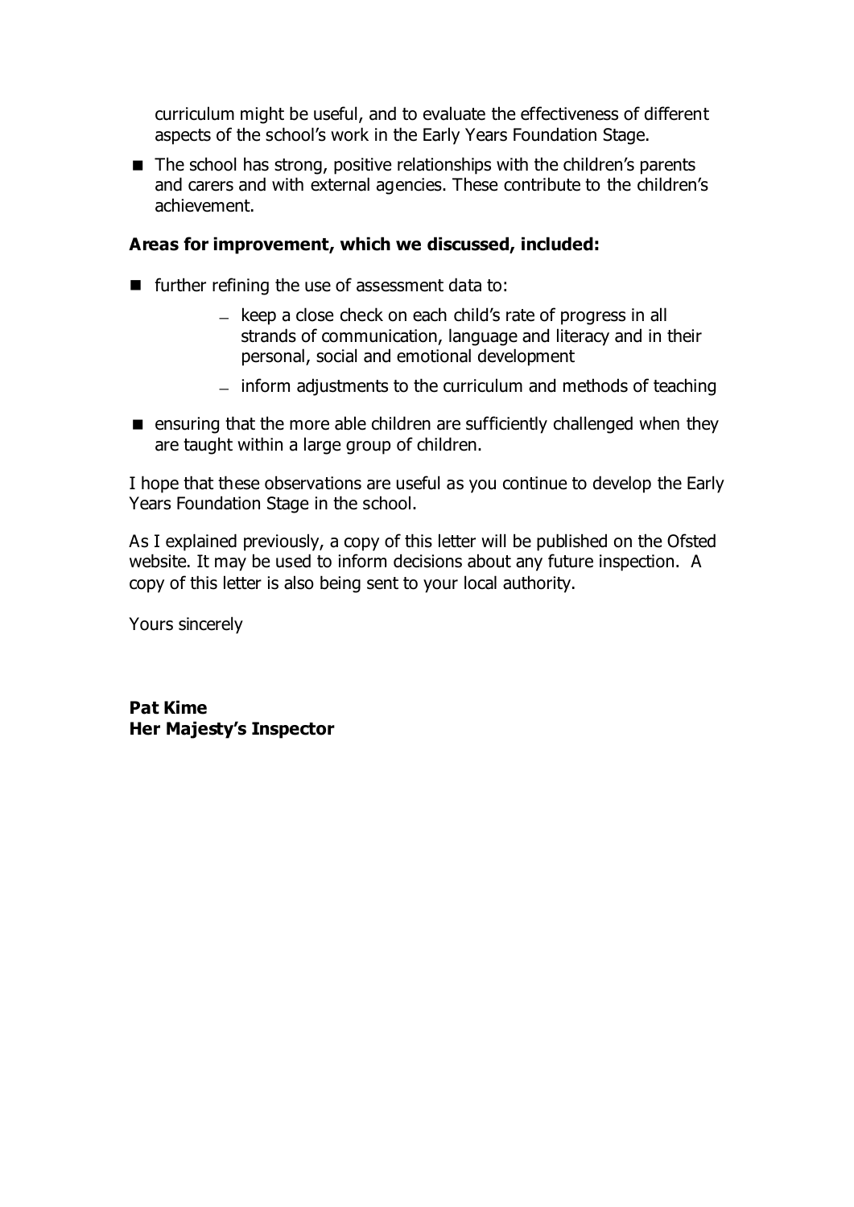curriculum might be useful, and to evaluate the effectiveness of different aspects of the school's work in the Early Years Foundation Stage.

- The school has strong, positive relationships with the children's parents and carers and with external agencies. These contribute to the children's achievement.

**Areas for improvement, which we discussed, included:**

- further refining the use of assessment data to:
  - keep a close check on each child's rate of progress in all strands of communication, language and literacy and in their personal, social and emotional development
  - inform adjustments to the curriculum and methods of teaching
- ensuring that the more able children are sufficiently challenged when they are taught within a large group of children.

I hope that these observations are useful as you continue to develop the Early Years Foundation Stage in the school.

As I explained previously, a copy of this letter will be published on the Ofsted website. It may be used to inform decisions about any future inspection. A copy of this letter is also being sent to your local authority.

Yours sincerely

**Pat Kime**
**Her Majesty's Inspector**